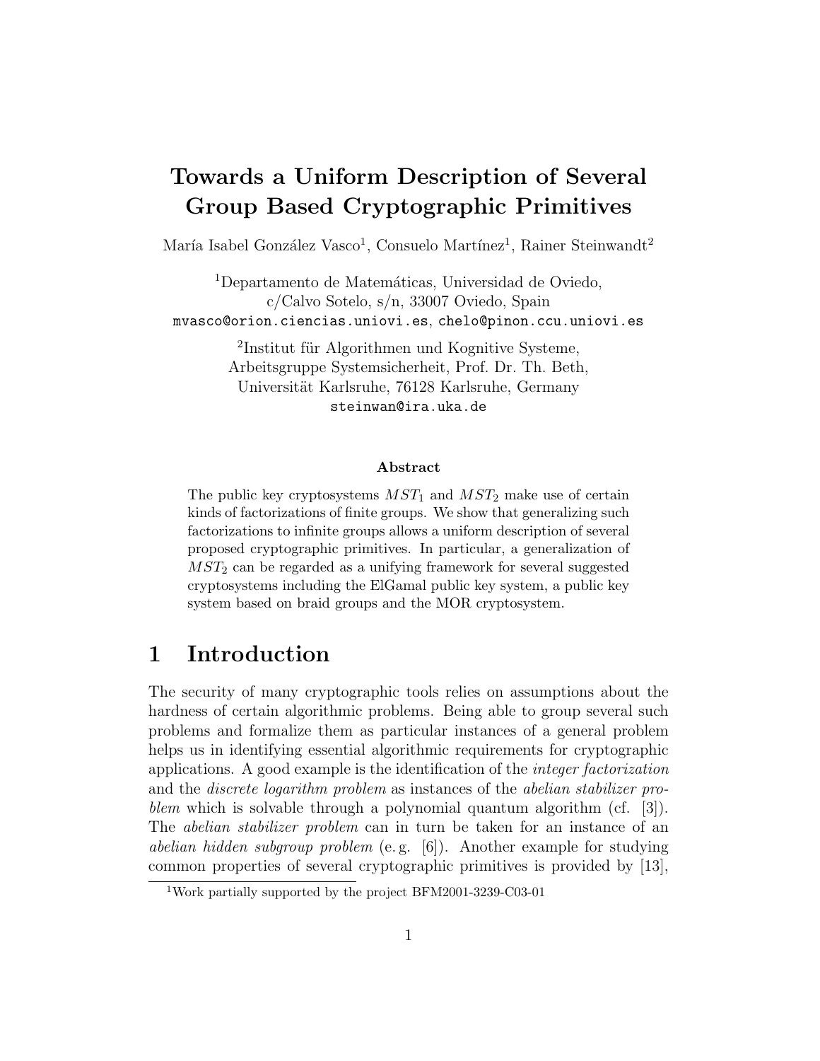# Towards a Uniform Description of Several Group Based Cryptographic Primitives

María Isabel González Vasco[1], Consuelo Martínez[1], Rainer Steinwandt[2]

[1]Departamento de Matemáticas, Universidad de Oviedo,
c/Calvo Sotelo, s/n, 33007 Oviedo, Spain
mvasco@orion.ciencias.uniovi.es, chelo@pinon.ccu.uniovi.es

[2]Institut für Algorithmen und Kognitive Systeme,
Arbeitsgruppe Systemsicherheit, Prof. Dr. Th. Beth,
Universität Karlsruhe, 76128 Karlsruhe, Germany
steinwan@ira.uka.de

### Abstract

The public key cryptosystems $MST_1$ and $MST_2$ make use of certain kinds of factorizations of finite groups. We show that generalizing such factorizations to infinite groups allows a uniform description of several proposed cryptographic primitives. In particular, a generalization of $MST_2$ can be regarded as a unifying framework for several suggested cryptosystems including the ElGamal public key system, a public key system based on braid groups and the MOR cryptosystem.

## 1 Introduction

The security of many cryptographic tools relies on assumptions about the hardness of certain algorithmic problems. Being able to group several such problems and formalize them as particular instances of a general problem helps us in identifying essential algorithmic requirements for cryptographic applications. A good example is the identification of the *integer factorization* and the *discrete logarithm problem* as instances of the *abelian stabilizer problem* which is solvable through a polynomial quantum algorithm (cf. [3]). The *abelian stabilizer problem* can in turn be taken for an instance of an *abelian hidden subgroup problem* (e. g. [6]). Another example for studying common properties of several cryptographic primitives is provided by [13],

[1]Work partially supported by the project BFM2001-3239-C03-01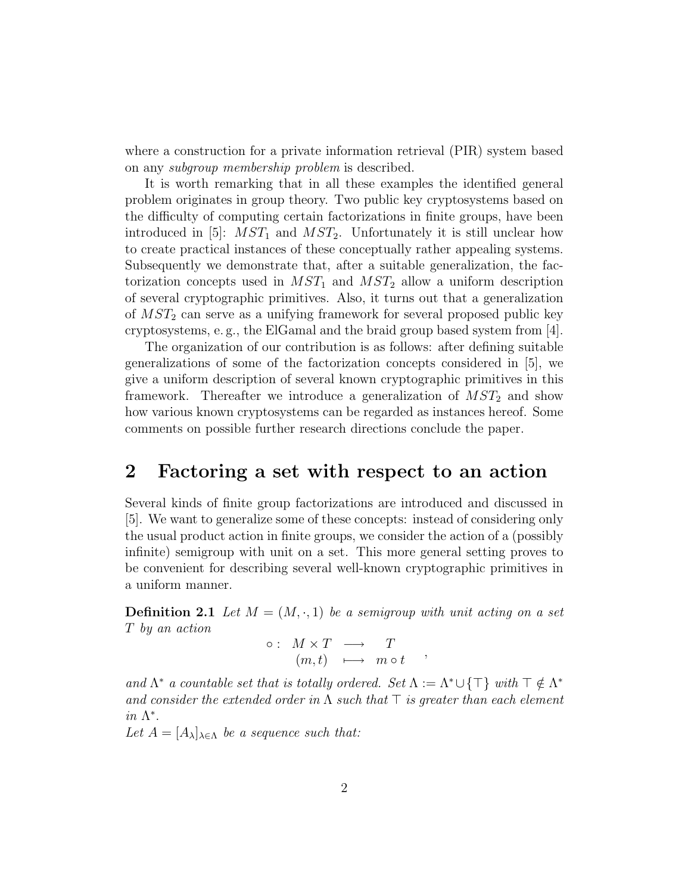where a construction for a private information retrieval (PIR) system based on any *subgroup membership problem* is described.

It is worth remarking that in all these examples the identified general problem originates in group theory. Two public key cryptosystems based on the difficulty of computing certain factorizations in finite groups, have been introduced in [5]: $MST_1$ and $MST_2$. Unfortunately it is still unclear how to create practical instances of these conceptually rather appealing systems. Subsequently we demonstrate that, after a suitable generalization, the factorization concepts used in $MST_1$ and $MST_2$ allow a uniform description of several cryptographic primitives. Also, it turns out that a generalization of $MST_2$ can serve as a unifying framework for several proposed public key cryptosystems, e. g., the ElGamal and the braid group based system from [4].

The organization of our contribution is as follows: after defining suitable generalizations of some of the factorization concepts considered in [5], we give a uniform description of several known cryptographic primitives in this framework. Thereafter we introduce a generalization of $MST_2$ and show how various known cryptosystems can be regarded as instances hereof. Some comments on possible further research directions conclude the paper.

## 2 Factoring a set with respect to an action

Several kinds of finite group factorizations are introduced and discussed in [5]. We want to generalize some of these concepts: instead of considering only the usual product action in finite groups, we consider the action of a (possibly infinite) semigroup with unit on a set. This more general setting proves to be convenient for describing several well-known cryptographic primitives in a uniform manner.

**Definition 2.1** *Let $M = (M, \cdot, 1)$ be a semigroup with unit acting on a set $T$ by an action*

$$\circ : \begin{array}{ccc} M \times T & \longrightarrow & T \\ (m, t) & \longmapsto & m \circ t \end{array} ,$$

*and $\Lambda^*$ a countable set that is totally ordered. Set $\Lambda := \Lambda^* \cup \{\top\}$ with $\top \notin \Lambda^*$ and consider the extended order in $\Lambda$ such that $\top$ is greater than each element in $\Lambda^*$.*
*Let $A = [A_\lambda]_{\lambda \in \Lambda}$ be a sequence such that:*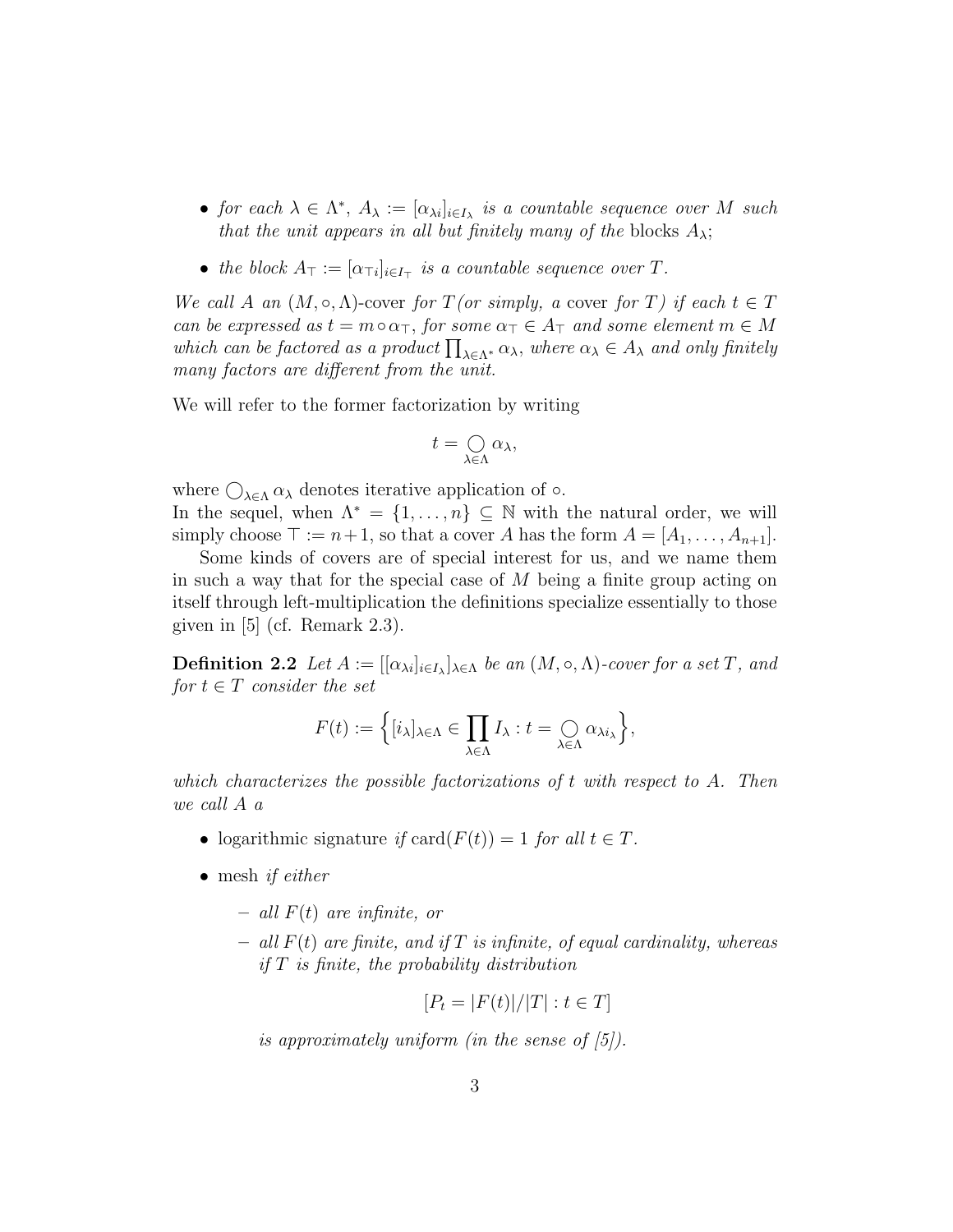- *for each* $\lambda \in \Lambda^*$, $A_\lambda := [\alpha_{\lambda i}]_{i \in I_\lambda}$ *is a countable sequence over* $M$ *such that the unit appears in all but finitely many of the* blocks $A_\lambda$;
- *the block* $A_\top := [\alpha_{\top i}]_{i \in I_\top}$ *is a countable sequence over* $T$.

*We call* $A$ *an* $(M, \circ, \Lambda)$-cover *for* $T$ *(or simply, a* cover *for* $T$*) if each* $t \in T$ *can be expressed as* $t = m \circ \alpha_\top$*, for some* $\alpha_\top \in A_\top$ *and some element* $m \in M$ *which can be factored as a product* $\prod_{\lambda \in \Lambda^*} \alpha_\lambda$*, where* $\alpha_\lambda \in A_\lambda$ *and only finitely many factors are different from the unit.*

We will refer to the former factorization by writing

$$t = \bigcirc_{\lambda \in \Lambda} \alpha_\lambda,$$

where $\bigcirc_{\lambda \in \Lambda} \alpha_\lambda$ denotes iterative application of $\circ$.
In the sequel, when $\Lambda^* = \{1, \ldots, n\} \subseteq \mathbb{N}$ with the natural order, we will simply choose $\top := n+1$, so that a cover $A$ has the form $A = [A_1, \ldots, A_{n+1}]$.

Some kinds of covers are of special interest for us, and we name them in such a way that for the special case of $M$ being a finite group acting on itself through left-multiplication the definitions specialize essentially to those given in [5] (cf. Remark 2.3).

**Definition 2.2** *Let* $A := [[\alpha_{\lambda i}]_{i \in I_\lambda}]_{\lambda \in \Lambda}$ *be an* $(M, \circ, \Lambda)$*-cover for a set* $T$*, and for* $t \in T$ *consider the set*

$$F(t) := \Big\{ [i_\lambda]_{\lambda \in \Lambda} \in \prod_{\lambda \in \Lambda} I_\lambda : t = \bigcirc_{\lambda \in \Lambda} \alpha_{\lambda i_\lambda} \Big\},$$

*which characterizes the possible factorizations of* $t$ *with respect to* $A$*. Then we call* $A$ *a*

- logarithmic signature *if* $\mathrm{card}(F(t)) = 1$ *for all* $t \in T$.
- mesh *if either*
  - *all* $F(t)$ *are infinite, or*
  - *all* $F(t)$ *are finite, and if* $T$ *is infinite, of equal cardinality, whereas if* $T$ *is finite, the probability distribution*

    $$[P_t = |F(t)|/|T| : t \in T]$$

    *is approximately uniform (in the sense of [5]).*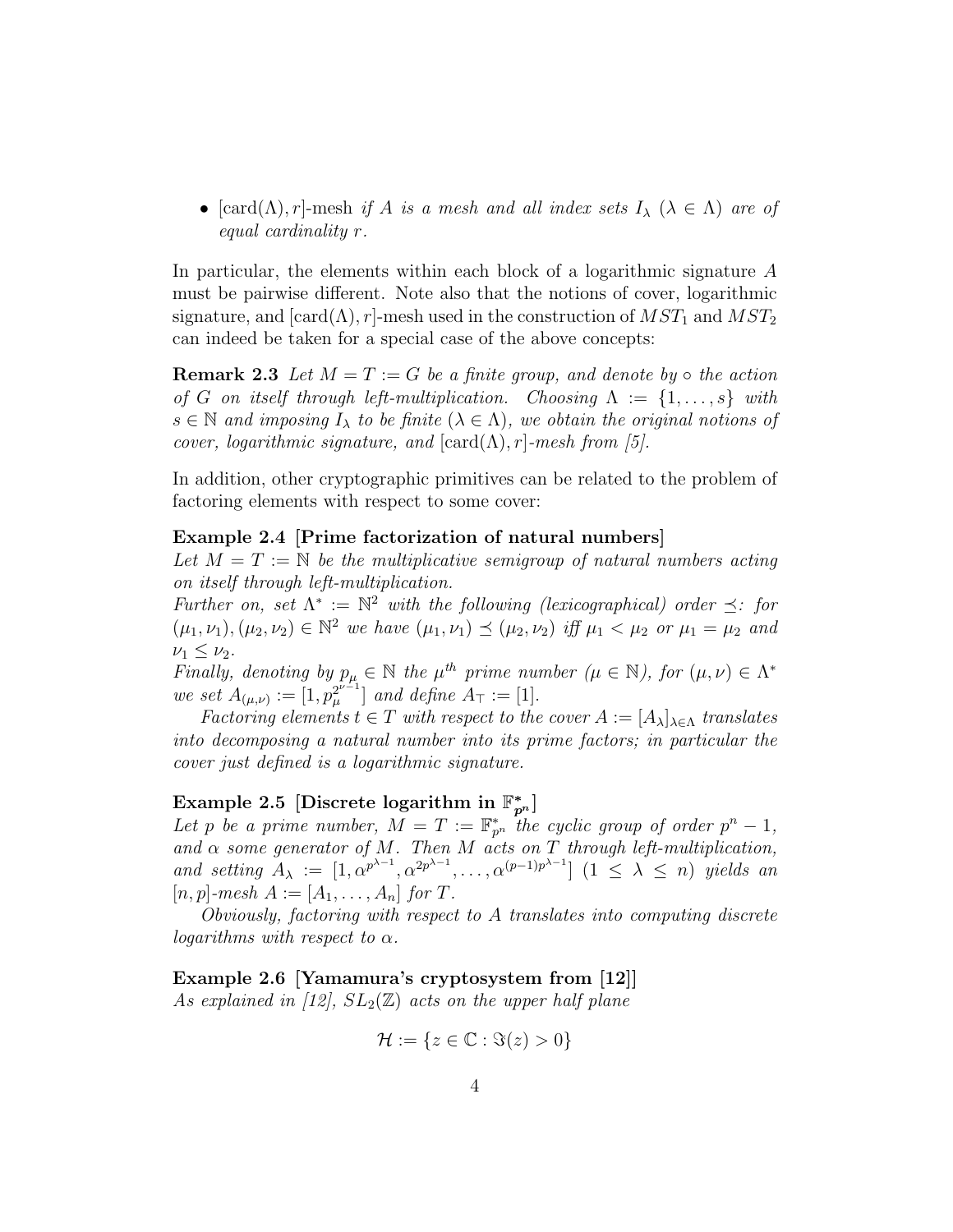- $[\text{card}(\Lambda), r]$-mesh *if $A$ is a mesh and all index sets $I_\lambda$ ($\lambda \in \Lambda$) are of equal cardinality $r$.*

In particular, the elements within each block of a logarithmic signature $A$ must be pairwise different. Note also that the notions of cover, logarithmic signature, and $[\text{card}(\Lambda), r]$-mesh used in the construction of $MST_1$ and $MST_2$ can indeed be taken for a special case of the above concepts:

**Remark 2.3** *Let $M = T := G$ be a finite group, and denote by $\circ$ the action of $G$ on itself through left-multiplication. Choosing $\Lambda := \{1, \ldots, s\}$ with $s \in \mathbb{N}$ and imposing $I_\lambda$ to be finite ($\lambda \in \Lambda$), we obtain the original notions of cover, logarithmic signature, and $[\text{card}(\Lambda), r]$-mesh from [5].*

In addition, other cryptographic primitives can be related to the problem of factoring elements with respect to some cover:

**Example 2.4 [Prime factorization of natural numbers]**
*Let $M = T := \mathbb{N}$ be the multiplicative semigroup of natural numbers acting on itself through left-multiplication.*
*Further on, set $\Lambda^* := \mathbb{N}^2$ with the following (lexicographical) order $\preceq$: for $(\mu_1, \nu_1), (\mu_2, \nu_2) \in \mathbb{N}^2$ we have $(\mu_1, \nu_1) \preceq (\mu_2, \nu_2)$ iff $\mu_1 < \mu_2$ or $\mu_1 = \mu_2$ and $\nu_1 \leq \nu_2$.*
*Finally, denoting by $p_\mu \in \mathbb{N}$ the $\mu^{th}$ prime number ($\mu \in \mathbb{N}$), for $(\mu, \nu) \in \Lambda^*$ we set $A_{(\mu,\nu)} := [1, p_\mu^{2^{\nu-1}}]$ and define $A_\top := [1]$.*

*Factoring elements $t \in T$ with respect to the cover $A := [A_\lambda]_{\lambda \in \Lambda}$ translates into decomposing a natural number into its prime factors; in particular the cover just defined is a logarithmic signature.*

**Example 2.5 [Discrete logarithm in $\mathbb{F}_{p^n}^*$]**
*Let $p$ be a prime number, $M = T := \mathbb{F}_{p^n}^*$ the cyclic group of order $p^n - 1$, and $\alpha$ some generator of $M$. Then $M$ acts on $T$ through left-multiplication, and setting $A_\lambda := [1, \alpha^{p^{\lambda-1}}, \alpha^{2p^{\lambda-1}}, \ldots, \alpha^{(p-1)p^{\lambda-1}}]$ ($1 \leq \lambda \leq n$) yields an $[n, p]$-mesh $A := [A_1, \ldots, A_n]$ for $T$.*

*Obviously, factoring with respect to $A$ translates into computing discrete logarithms with respect to $\alpha$.*

**Example 2.6 [Yamamura's cryptosystem from [12]]**
*As explained in [12], $SL_2(\mathbb{Z})$ acts on the upper half plane*

$$\mathcal{H} := \{z \in \mathbb{C} : \Im(z) > 0\}$$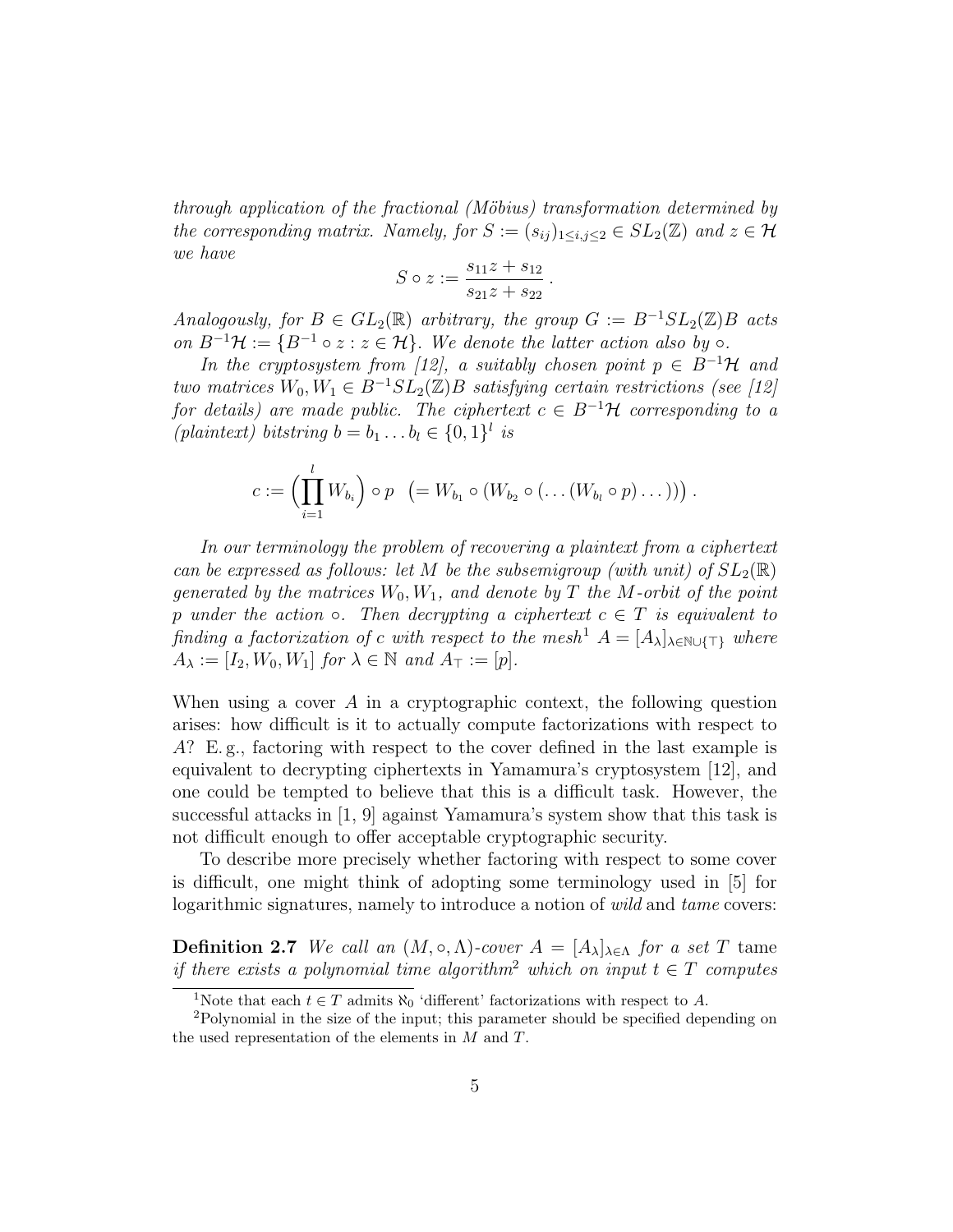*through application of the fractional (Möbius) transformation determined by the corresponding matrix. Namely, for $S := (s_{ij})_{1\le i,j\le 2} \in SL_2(\mathbb{Z})$ and $z \in \mathcal{H}$ we have*

$$S \circ z := \frac{s_{11}z + s_{12}}{s_{21}z + s_{22}} .$$

*Analogously, for $B \in GL_2(\mathbb{R})$ arbitrary, the group $G := B^{-1}SL_2(\mathbb{Z})B$ acts on $B^{-1}\mathcal{H} := \{B^{-1} \circ z : z \in \mathcal{H}\}$. We denote the latter action also by $\circ$.*

*In the cryptosystem from [12], a suitably chosen point $p \in B^{-1}\mathcal{H}$ and two matrices $W_0, W_1 \in B^{-1}SL_2(\mathbb{Z})B$ satisfying certain restrictions (see [12] for details) are made public. The ciphertext $c \in B^{-1}\mathcal{H}$ corresponding to a (plaintext) bitstring $b = b_1 \dots b_l \in \{0,1\}^l$ is*

$$c := \Big(\prod_{i=1}^{l} W_{b_i}\Big) \circ p \quad \big(= W_{b_1} \circ (W_{b_2} \circ (\dots (W_{b_l} \circ p) \dots))\big) .$$

*In our terminology the problem of recovering a plaintext from a ciphertext can be expressed as follows: let $M$ be the subsemigroup (with unit) of $SL_2(\mathbb{R})$ generated by the matrices $W_0, W_1$, and denote by $T$ the $M$-orbit of the point $p$ under the action $\circ$. Then decrypting a ciphertext $c \in T$ is equivalent to finding a factorization of $c$ with respect to the mesh*[1] *$A = [A_\lambda]_{\lambda\in\mathbb{N}\cup\{\top\}}$ where $A_\lambda := [I_2, W_0, W_1]$ for $\lambda \in \mathbb{N}$ and $A_\top := [p]$.*

When using a cover $A$ in a cryptographic context, the following question arises: how difficult is it to actually compute factorizations with respect to $A$? E. g., factoring with respect to the cover defined in the last example is equivalent to decrypting ciphertexts in Yamamura's cryptosystem [12], and one could be tempted to believe that this is a difficult task. However, the successful attacks in [1, 9] against Yamamura's system show that this task is not difficult enough to offer acceptable cryptographic security.

To describe more precisely whether factoring with respect to some cover is difficult, one might think of adopting some terminology used in [5] for logarithmic signatures, namely to introduce a notion of *wild* and *tame* covers:

**Definition 2.7** *We call an $(M, \circ, \Lambda)$-cover $A = [A_\lambda]_{\lambda\in\Lambda}$ for a set $T$* tame *if there exists a polynomial time algorithm*[2] *which on input $t \in T$ computes*

[1] Note that each $t \in T$ admits $\aleph_0$ 'different' factorizations with respect to $A$.

[2] Polynomial in the size of the input; this parameter should be specified depending on the used representation of the elements in $M$ and $T$.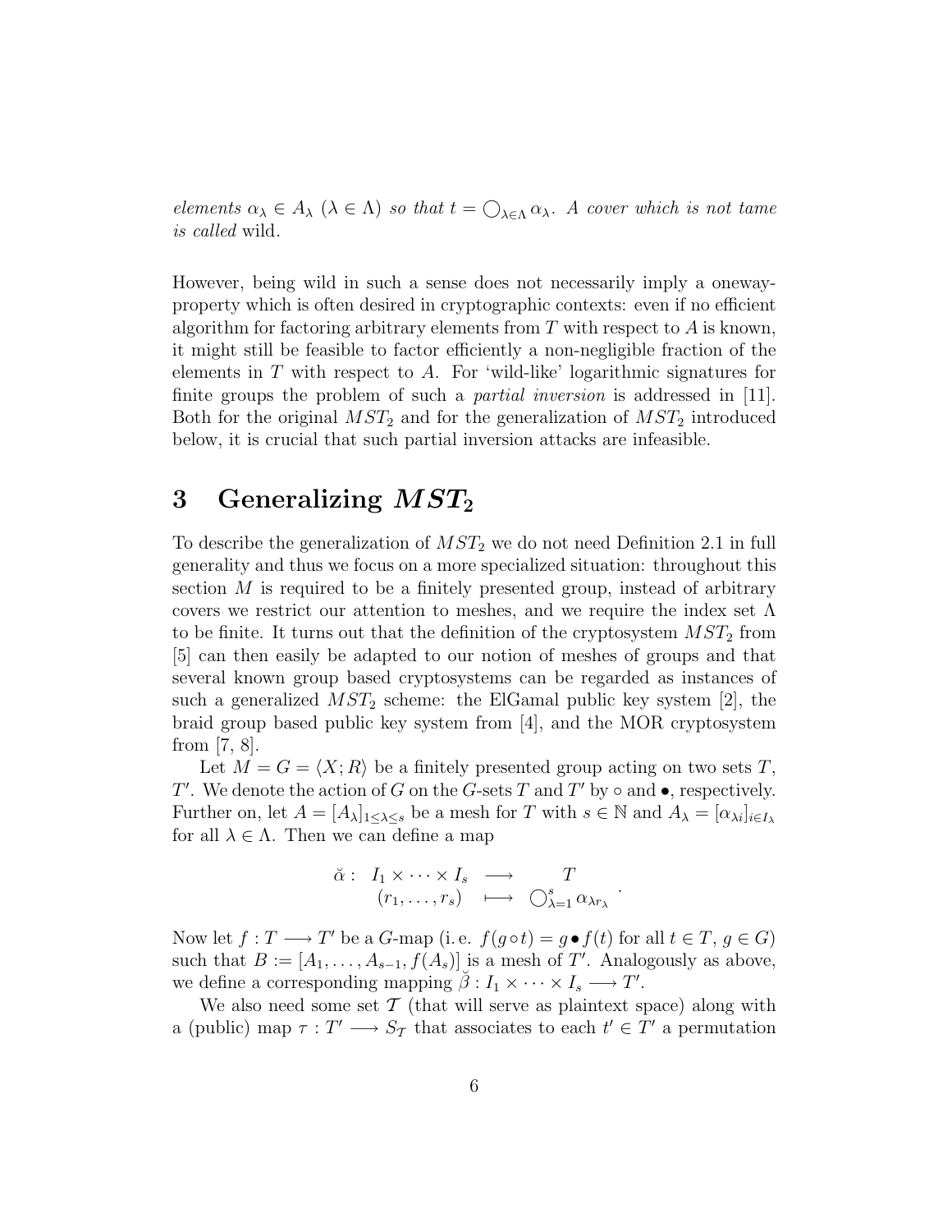*elements $\alpha_\lambda \in A_\lambda$ ($\lambda \in \Lambda$) so that $t = \bigcirc_{\lambda\in\Lambda} \alpha_\lambda$. A cover which is not tame is called* wild.

However, being wild in such a sense does not necessarily imply a oneway-property which is often desired in cryptographic contexts: even if no efficient algorithm for factoring arbitrary elements from $T$ with respect to $A$ is known, it might still be feasible to factor efficiently a non-negligible fraction of the elements in $T$ with respect to $A$. For 'wild-like' logarithmic signatures for finite groups the problem of such a *partial inversion* is addressed in [11]. Both for the original $MST_2$ and for the generalization of $MST_2$ introduced below, it is crucial that such partial inversion attacks are infeasible.

# 3 Generalizing $MST_2$

To describe the generalization of $MST_2$ we do not need Definition 2.1 in full generality and thus we focus on a more specialized situation: throughout this section $M$ is required to be a finitely presented group, instead of arbitrary covers we restrict our attention to meshes, and we require the index set $\Lambda$ to be finite. It turns out that the definition of the cryptosystem $MST_2$ from [5] can then easily be adapted to our notion of meshes of groups and that several known group based cryptosystems can be regarded as instances of such a generalized $MST_2$ scheme: the ElGamal public key system [2], the braid group based public key system from [4], and the MOR cryptosystem from [7, 8].

Let $M = G = \langle X; R\rangle$ be a finitely presented group acting on two sets $T$, $T'$. We denote the action of $G$ on the $G$-sets $T$ and $T'$ by $\circ$ and $\bullet$, respectively. Further on, let $A = [A_\lambda]_{1\leq\lambda\leq s}$ be a mesh for $T$ with $s \in \mathbb{N}$ and $A_\lambda = [\alpha_{\lambda i}]_{i\in I_\lambda}$ for all $\lambda \in \Lambda$. Then we can define a map

$$\breve{\alpha}: \begin{array}{ccc} I_1 \times \cdots \times I_s & \longrightarrow & T \\ (r_1, \ldots, r_s) & \longmapsto & \bigcirc_{\lambda=1}^{s} \alpha_{\lambda r_\lambda} \end{array}.$$

Now let $f : T \longrightarrow T'$ be a $G$-map (i. e. $f(g \circ t) = g \bullet f(t)$ for all $t \in T$, $g \in G$) such that $B := [A_1, \ldots, A_{s-1}, f(A_s)]$ is a mesh of $T'$. Analogously as above, we define a corresponding mapping $\breve{\beta} : I_1 \times \cdots \times I_s \longrightarrow T'$.

We also need some set $\mathcal{T}$ (that will serve as plaintext space) along with a (public) map $\tau : T' \longrightarrow S_{\mathcal{T}}$ that associates to each $t' \in T'$ a permutation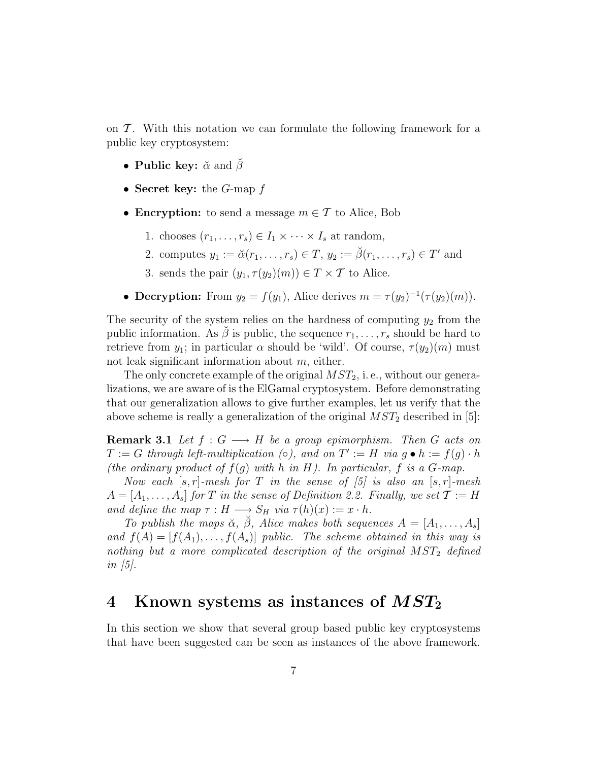on $\mathcal{T}$. With this notation we can formulate the following framework for a public key cryptosystem:

- **Public key:** $\breve{\alpha}$ and $\breve{\beta}$
- **Secret key:** the $G$-map $f$
- **Encryption:** to send a message $m \in \mathcal{T}$ to Alice, Bob
  1. chooses $(r_1, \ldots, r_s) \in I_1 \times \cdots \times I_s$ at random,
  2. computes $y_1 := \breve{\alpha}(r_1, \ldots, r_s) \in T$, $y_2 := \breve{\beta}(r_1, \ldots, r_s) \in T'$ and
  3. sends the pair $(y_1, \tau(y_2)(m)) \in T \times \mathcal{T}$ to Alice.
- **Decryption:** From $y_2 = f(y_1)$, Alice derives $m = \tau(y_2)^{-1}(\tau(y_2)(m))$.

The security of the system relies on the hardness of computing $y_2$ from the public information. As $\breve{\beta}$ is public, the sequence $r_1, \ldots, r_s$ should be hard to retrieve from $y_1$; in particular $\alpha$ should be 'wild'. Of course, $\tau(y_2)(m)$ must not leak significant information about $m$, either.

The only concrete example of the original $MST_2$, i. e., without our generalizations, we are aware of is the ElGamal cryptosystem. Before demonstrating that our generalization allows to give further examples, let us verify that the above scheme is really a generalization of the original $MST_2$ described in [5]:

**Remark 3.1** *Let $f : G \longrightarrow H$ be a group epimorphism. Then $G$ acts on $T := G$ through left-multiplication ($\circ$), and on $T' := H$ via $g \bullet h := f(g) \cdot h$ (the ordinary product of $f(g)$ with $h$ in $H$). In particular, $f$ is a $G$-map.*

*Now each $[s, r]$-mesh for $T$ in the sense of [5] is also an $[s, r]$-mesh $A = [A_1, \ldots, A_s]$ for $T$ in the sense of Definition 2.2. Finally, we set $\mathcal{T} := H$ and define the map $\tau : H \longrightarrow S_H$ via $\tau(h)(x) := x \cdot h$.*

*To publish the maps $\breve{\alpha}$, $\breve{\beta}$, Alice makes both sequences $A = [A_1, \ldots, A_s]$ and $f(A) = [f(A_1), \ldots, f(A_s)]$ public. The scheme obtained in this way is nothing but a more complicated description of the original $MST_2$ defined in [5].*

# 4 Known systems as instances of $MST_2$

In this section we show that several group based public key cryptosystems that have been suggested can be seen as instances of the above framework.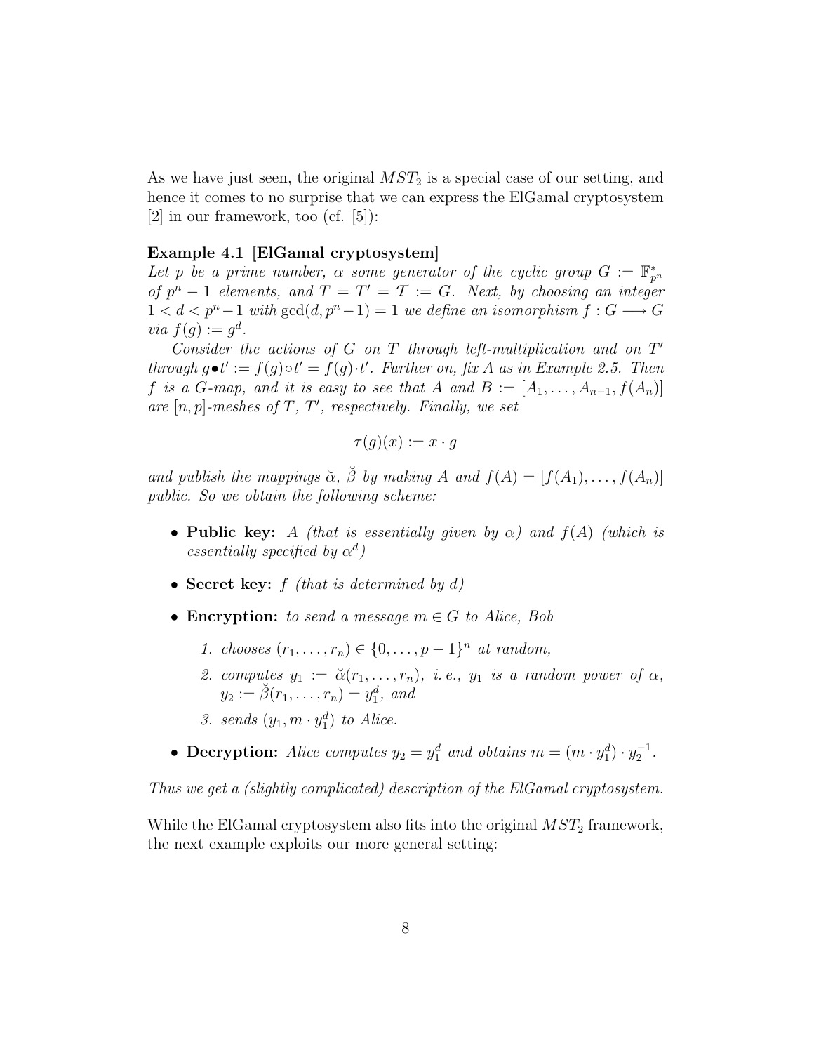As we have just seen, the original $MST_2$ is a special case of our setting, and hence it comes to no surprise that we can express the ElGamal cryptosystem [2] in our framework, too (cf. [5]):

**Example 4.1 [ElGamal cryptosystem]**
*Let $p$ be a prime number, $\alpha$ some generator of the cyclic group $G := \mathbb{F}_{p^n}^*$ of $p^n - 1$ elements, and $T = T' = \mathcal{T} := G$. Next, by choosing an integer $1 < d < p^n - 1$ with $\gcd(d, p^n - 1) = 1$ we define an isomorphism $f : G \longrightarrow G$ via $f(g) := g^d$.*

*Consider the actions of $G$ on $T$ through left-multiplication and on $T'$ through $g \bullet t' := f(g) \circ t' = f(g) \cdot t'$. Further on, fix $A$ as in Example 2.5. Then $f$ is a $G$-map, and it is easy to see that $A$ and $B := [A_1, \ldots, A_{n-1}, f(A_n)]$ are $[n,p]$-meshes of $T$, $T'$, respectively. Finally, we set*

$$\tau(g)(x) := x \cdot g$$

*and publish the mappings $\breve{\alpha}$, $\breve{\beta}$ by making $A$ and $f(A) = [f(A_1), \ldots, f(A_n)]$ public. So we obtain the following scheme:*

- **Public key:** *$A$ (that is essentially given by $\alpha$) and $f(A)$ (which is essentially specified by $\alpha^d$)*
- **Secret key:** *$f$ (that is determined by $d$)*
- **Encryption:** *to send a message $m \in G$ to Alice, Bob*
  1. *chooses $(r_1, \ldots, r_n) \in \{0, \ldots, p-1\}^n$ at random,*
  2. *computes $y_1 := \breve{\alpha}(r_1, \ldots, r_n)$, i. e., $y_1$ is a random power of $\alpha$, $y_2 := \breve{\beta}(r_1, \ldots, r_n) = y_1^d$, and*
  3. *sends $(y_1, m \cdot y_1^d)$ to Alice.*
- **Decryption:** *Alice computes $y_2 = y_1^d$ and obtains $m = (m \cdot y_1^d) \cdot y_2^{-1}$.*

*Thus we get a (slightly complicated) description of the ElGamal cryptosystem.*

While the ElGamal cryptosystem also fits into the original $MST_2$ framework, the next example exploits our more general setting: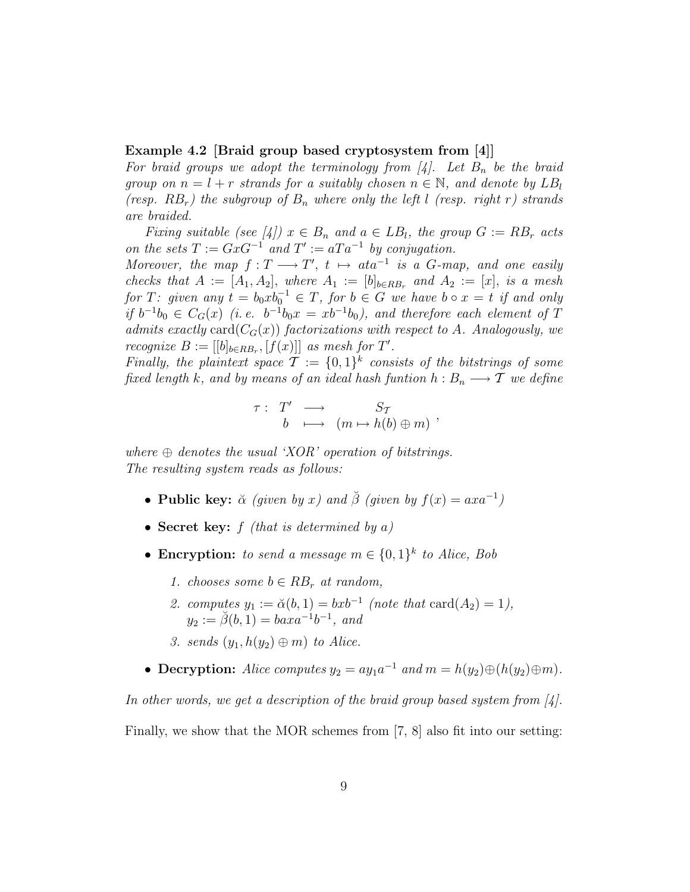**Example 4.2 [Braid group based cryptosystem from [4]]**
*For braid groups we adopt the terminology from [4]. Let $B_n$ be the braid group on $n = l + r$ strands for a suitably chosen $n \in \mathbb{N}$, and denote by $LB_l$ (resp. $RB_r$) the subgroup of $B_n$ where only the left $l$ (resp. right $r$) strands are braided.*

*Fixing suitable (see [4]) $x \in B_n$ and $a \in LB_l$, the group $G := RB_r$ acts on the sets $T := GxG^{-1}$ and $T' := aTa^{-1}$ by conjugation.*
*Moreover, the map $f : T \longrightarrow T'$, $t \mapsto ata^{-1}$ is a $G$-map, and one easily checks that $A := [A_1, A_2]$, where $A_1 := [b]_{b \in RB_r}$ and $A_2 := [x]$, is a mesh for $T$: given any $t = b_0 x b_0^{-1} \in T$, for $b \in G$ we have $b \circ x = t$ if and only if $b^{-1}b_0 \in C_G(x)$ (i. e. $b^{-1}b_0 x = x b^{-1} b_0$), and therefore each element of $T$ admits exactly $\mathrm{card}(C_G(x))$ factorizations with respect to $A$. Analogously, we recognize $B := [[b]_{b \in RB_r}, [f(x)]]$ as mesh for $T'$.*
*Finally, the plaintext space $\mathcal{T} := \{0,1\}^k$ consists of the bitstrings of some fixed length $k$, and by means of an ideal hash funtion $h : B_n \longrightarrow \mathcal{T}$ we define*

$$\tau : \begin{array}{ccc} T' & \longrightarrow & S_{\mathcal{T}} \\ b & \longmapsto & (m \mapsto h(b) \oplus m) \end{array},$$

*where $\oplus$ denotes the usual 'XOR' operation of bitstrings.*
*The resulting system reads as follows:*

- **Public key:** *$\breve{\alpha}$ (given by $x$) and $\breve{\beta}$ (given by $f(x) = axa^{-1}$)*
- **Secret key:** *$f$ (that is determined by $a$)*
- **Encryption:** *to send a message $m \in \{0,1\}^k$ to Alice, Bob*
  1. *chooses some $b \in RB_r$ at random,*
  2. *computes $y_1 := \breve{\alpha}(b, 1) = bxb^{-1}$ (note that $\mathrm{card}(A_2) = 1$), $y_2 := \breve{\beta}(b, 1) = baxa^{-1}b^{-1}$, and*
  3. *sends $(y_1, h(y_2) \oplus m)$ to Alice.*
- **Decryption:** *Alice computes $y_2 = ay_1a^{-1}$ and $m = h(y_2) \oplus (h(y_2) \oplus m)$.*

*In other words, we get a description of the braid group based system from [4].*

Finally, we show that the MOR schemes from [7, 8] also fit into our setting: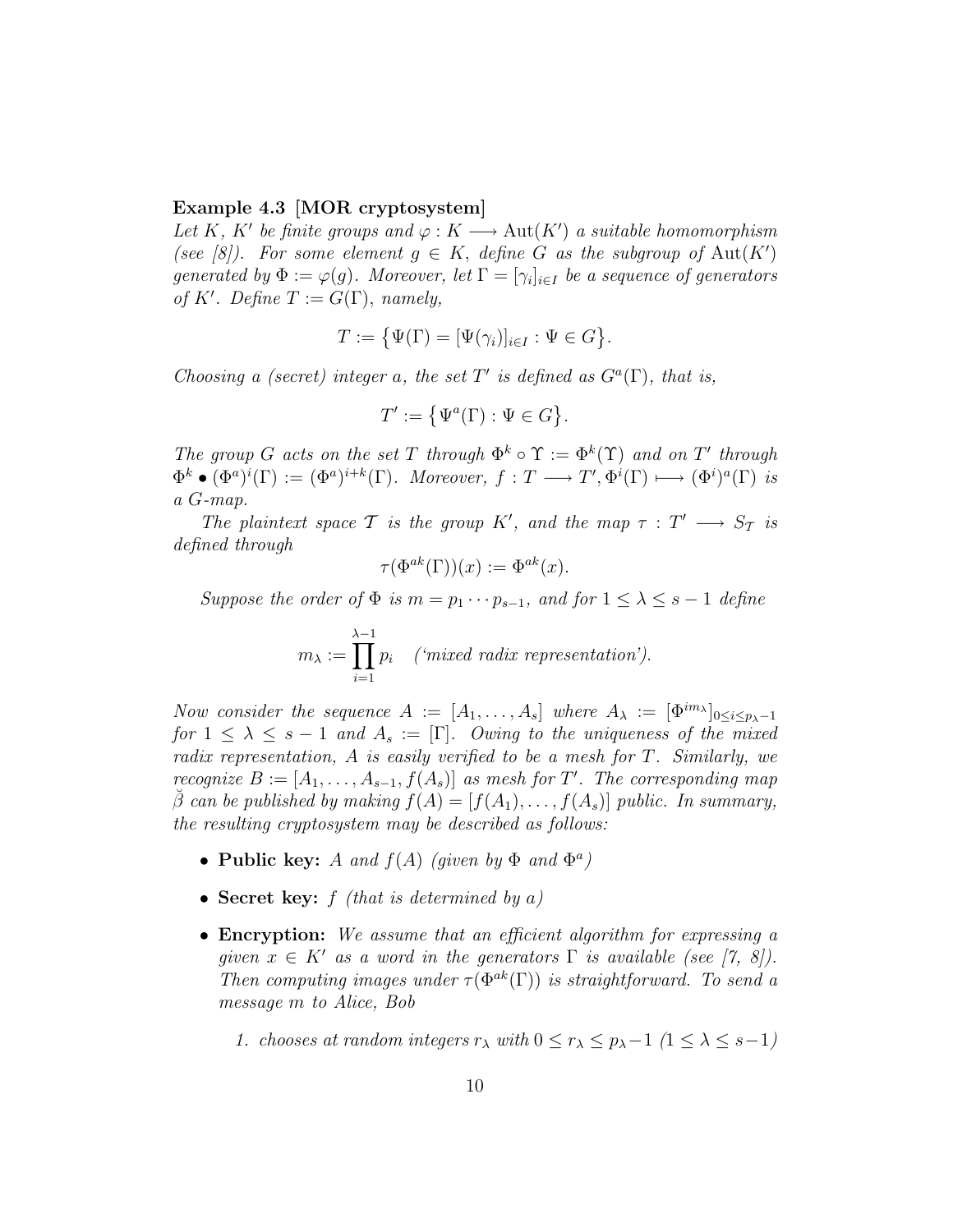**Example 4.3 [MOR cryptosystem]**
*Let $K$, $K'$ be finite groups and $\varphi : K \longrightarrow \mathrm{Aut}(K')$ a suitable homomorphism (see [8]). For some element $g \in K$, define $G$ as the subgroup of $\mathrm{Aut}(K')$ generated by $\Phi := \varphi(g)$. Moreover, let $\Gamma = [\gamma_i]_{i \in I}$ be a sequence of generators of $K'$. Define $T := G(\Gamma)$, namely,*

$$T := \left\{ \Psi(\Gamma) = [\Psi(\gamma_i)]_{i \in I} : \Psi \in G \right\}.$$

*Choosing a (secret) integer $a$, the set $T'$ is defined as $G^a(\Gamma)$, that is,*

$$T' := \left\{ \Psi^a(\Gamma) : \Psi \in G \right\}.$$

*The group $G$ acts on the set $T$ through $\Phi^k \circ \Upsilon := \Phi^k(\Upsilon)$ and on $T'$ through $\Phi^k \bullet (\Phi^a)^i(\Gamma) := (\Phi^a)^{i+k}(\Gamma)$. Moreover, $f : T \longrightarrow T', \Phi^i(\Gamma) \longmapsto (\Phi^i)^a(\Gamma)$ is a $G$-map.*

*The plaintext space $\mathcal{T}$ is the group $K'$, and the map $\tau : T' \longrightarrow S_{\mathcal{T}}$ is defined through*

$$\tau(\Phi^{ak}(\Gamma))(x) := \Phi^{ak}(x).$$

*Suppose the order of $\Phi$ is $m = p_1 \cdots p_{s-1}$, and for $1 \leq \lambda \leq s-1$ define*

$$m_\lambda := \prod_{i=1}^{\lambda-1} p_i \quad \text{('mixed radix representation').}$$

*Now consider the sequence $A := [A_1, \ldots, A_s]$ where $A_\lambda := [\Phi^{i m_\lambda}]_{0 \leq i \leq p_\lambda - 1}$ for $1 \leq \lambda \leq s-1$ and $A_s := [\Gamma]$. Owing to the uniqueness of the mixed radix representation, $A$ is easily verified to be a mesh for $T$. Similarly, we recognize $B := [A_1, \ldots, A_{s-1}, f(A_s)]$ as mesh for $T'$. The corresponding map $\breve{\beta}$ can be published by making $f(A) = [f(A_1), \ldots, f(A_s)]$ public. In summary, the resulting cryptosystem may be described as follows:*

- **Public key:** *$A$ and $f(A)$ (given by $\Phi$ and $\Phi^a$)*
- **Secret key:** *$f$ (that is determined by $a$)*
- **Encryption:** *We assume that an efficient algorithm for expressing a given $x \in K'$ as a word in the generators $\Gamma$ is available (see [7, 8]). Then computing images under $\tau(\Phi^{ak}(\Gamma))$ is straightforward. To send a message $m$ to Alice, Bob*

  1. *chooses at random integers $r_\lambda$ with $0 \leq r_\lambda \leq p_\lambda - 1$ ($1 \leq \lambda \leq s-1$)*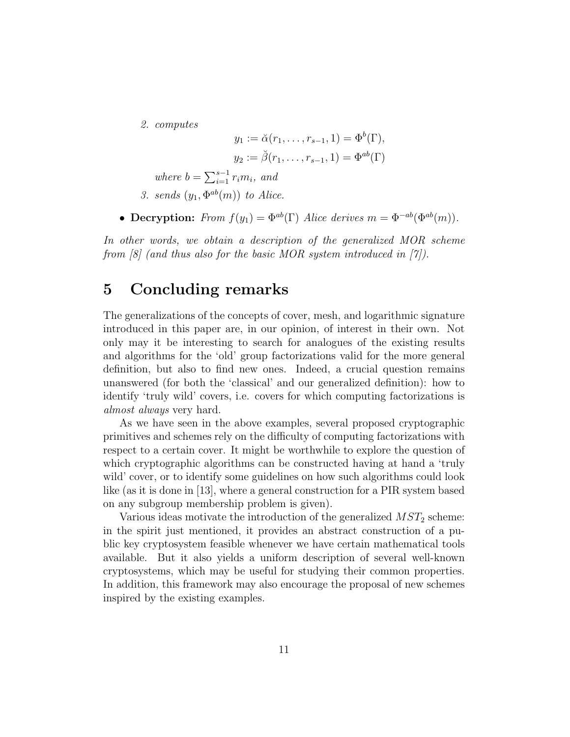2. *computes*

$$y_1 := \breve{\alpha}(r_1, \ldots, r_{s-1}, 1) = \Phi^b(\Gamma),$$

$$y_2 := \breve{\beta}(r_1, \ldots, r_{s-1}, 1) = \Phi^{ab}(\Gamma)$$

   *where* $b = \sum_{i=1}^{s-1} r_i m_i$*, and*

3. *sends* $(y_1, \Phi^{ab}(m))$ *to Alice.*

- **Decryption:** *From* $f(y_1) = \Phi^{ab}(\Gamma)$ *Alice derives* $m = \Phi^{-ab}(\Phi^{ab}(m))$.

*In other words, we obtain a description of the generalized MOR scheme from [8] (and thus also for the basic MOR system introduced in [7]).*

# 5 Concluding remarks

The generalizations of the concepts of cover, mesh, and logarithmic signature introduced in this paper are, in our opinion, of interest in their own. Not only may it be interesting to search for analogues of the existing results and algorithms for the 'old' group factorizations valid for the more general definition, but also to find new ones. Indeed, a crucial question remains unanswered (for both the 'classical' and our generalized definition): how to identify 'truly wild' covers, i.e. covers for which computing factorizations is *almost always* very hard.

As we have seen in the above examples, several proposed cryptographic primitives and schemes rely on the difficulty of computing factorizations with respect to a certain cover. It might be worthwhile to explore the question of which cryptographic algorithms can be constructed having at hand a 'truly wild' cover, or to identify some guidelines on how such algorithms could look like (as it is done in [13], where a general construction for a PIR system based on any subgroup membership problem is given).

Various ideas motivate the introduction of the generalized $MST_2$ scheme: in the spirit just mentioned, it provides an abstract construction of a public key cryptosystem feasible whenever we have certain mathematical tools available. But it also yields a uniform description of several well-known cryptosystems, which may be useful for studying their common properties. In addition, this framework may also encourage the proposal of new schemes inspired by the existing examples.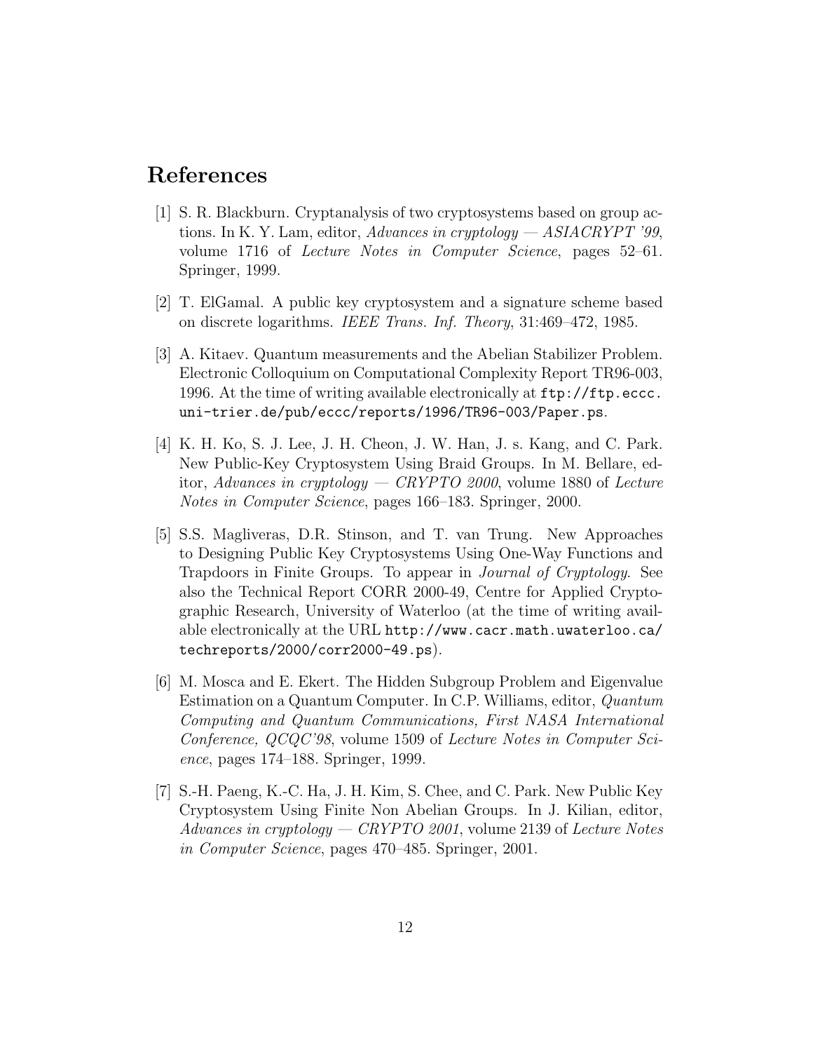## References

[1] S. R. Blackburn. Cryptanalysis of two cryptosystems based on group actions. In K. Y. Lam, editor, *Advances in cryptology — ASIACRYPT '99*, volume 1716 of *Lecture Notes in Computer Science*, pages 52–61. Springer, 1999.

[2] T. ElGamal. A public key cryptosystem and a signature scheme based on discrete logarithms. *IEEE Trans. Inf. Theory*, 31:469–472, 1985.

[3] A. Kitaev. Quantum measurements and the Abelian Stabilizer Problem. Electronic Colloquium on Computational Complexity Report TR96-003, 1996. At the time of writing available electronically at `ftp://ftp.eccc.uni-trier.de/pub/eccc/reports/1996/TR96-003/Paper.ps`.

[4] K. H. Ko, S. J. Lee, J. H. Cheon, J. W. Han, J. s. Kang, and C. Park. New Public-Key Cryptosystem Using Braid Groups. In M. Bellare, editor, *Advances in cryptology — CRYPTO 2000*, volume 1880 of *Lecture Notes in Computer Science*, pages 166–183. Springer, 2000.

[5] S.S. Magliveras, D.R. Stinson, and T. van Trung. New Approaches to Designing Public Key Cryptosystems Using One-Way Functions and Trapdoors in Finite Groups. To appear in *Journal of Cryptology*. See also the Technical Report CORR 2000-49, Centre for Applied Cryptographic Research, University of Waterloo (at the time of writing available electronically at the URL `http://www.cacr.math.uwaterloo.ca/techreports/2000/corr2000-49.ps`).

[6] M. Mosca and E. Ekert. The Hidden Subgroup Problem and Eigenvalue Estimation on a Quantum Computer. In C.P. Williams, editor, *Quantum Computing and Quantum Communications, First NASA International Conference, QCQC'98*, volume 1509 of *Lecture Notes in Computer Science*, pages 174–188. Springer, 1999.

[7] S.-H. Paeng, K.-C. Ha, J. H. Kim, S. Chee, and C. Park. New Public Key Cryptosystem Using Finite Non Abelian Groups. In J. Kilian, editor, *Advances in cryptology — CRYPTO 2001*, volume 2139 of *Lecture Notes in Computer Science*, pages 470–485. Springer, 2001.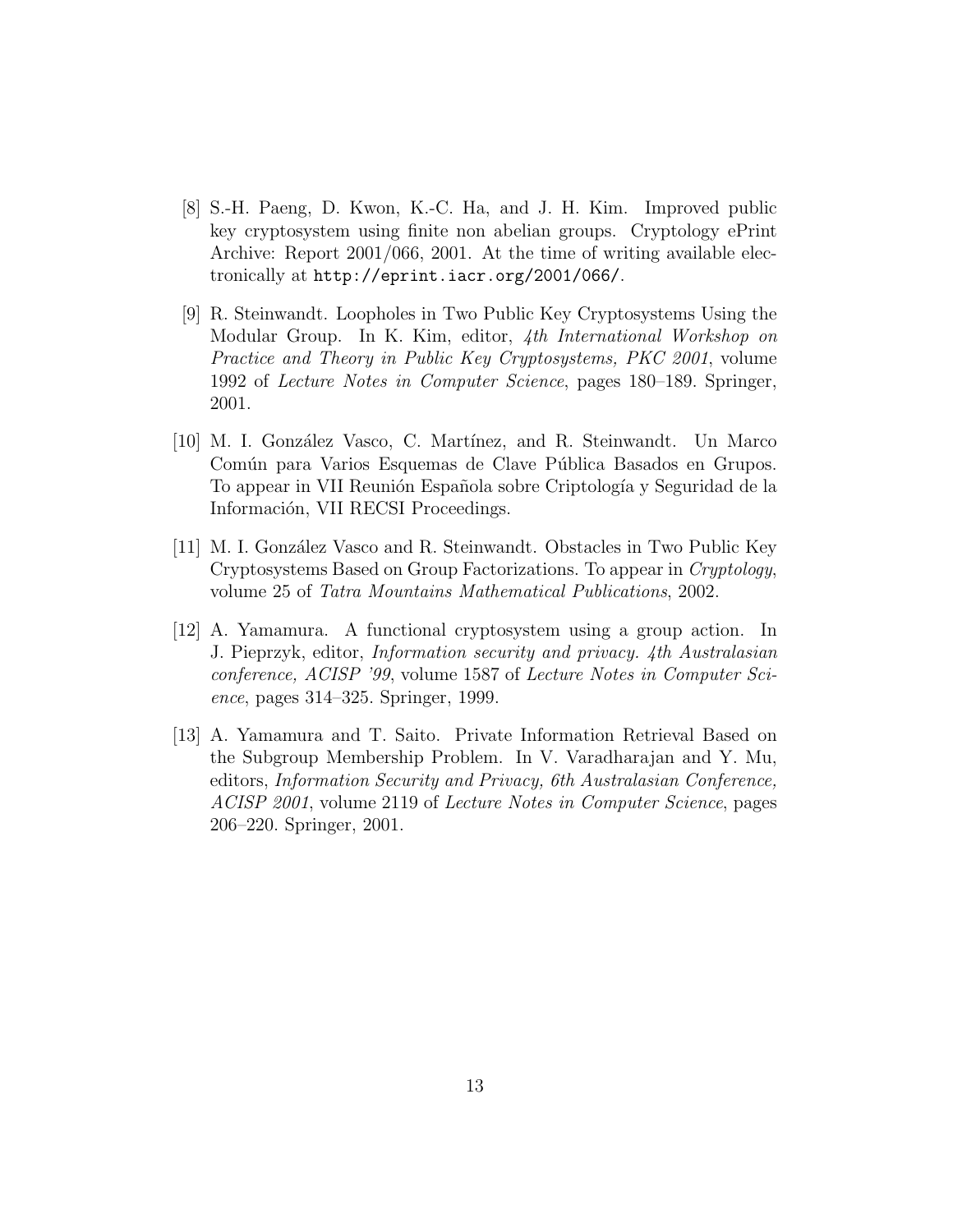[8] S.-H. Paeng, D. Kwon, K.-C. Ha, and J. H. Kim. Improved public key cryptosystem using finite non abelian groups. Cryptology ePrint Archive: Report 2001/066, 2001. At the time of writing available electronically at `http://eprint.iacr.org/2001/066/`.

[9] R. Steinwandt. Loopholes in Two Public Key Cryptosystems Using the Modular Group. In K. Kim, editor, *4th International Workshop on Practice and Theory in Public Key Cryptosystems, PKC 2001*, volume 1992 of *Lecture Notes in Computer Science*, pages 180–189. Springer, 2001.

[10] M. I. González Vasco, C. Martínez, and R. Steinwandt. Un Marco Común para Varios Esquemas de Clave Pública Basados en Grupos. To appear in VII Reunión Española sobre Criptología y Seguridad de la Información, VII RECSI Proceedings.

[11] M. I. González Vasco and R. Steinwandt. Obstacles in Two Public Key Cryptosystems Based on Group Factorizations. To appear in *Cryptology*, volume 25 of *Tatra Mountains Mathematical Publications*, 2002.

[12] A. Yamamura. A functional cryptosystem using a group action. In J. Pieprzyk, editor, *Information security and privacy. 4th Australasian conference, ACISP '99*, volume 1587 of *Lecture Notes in Computer Science*, pages 314–325. Springer, 1999.

[13] A. Yamamura and T. Saito. Private Information Retrieval Based on the Subgroup Membership Problem. In V. Varadharajan and Y. Mu, editors, *Information Security and Privacy, 6th Australasian Conference, ACISP 2001*, volume 2119 of *Lecture Notes in Computer Science*, pages 206–220. Springer, 2001.